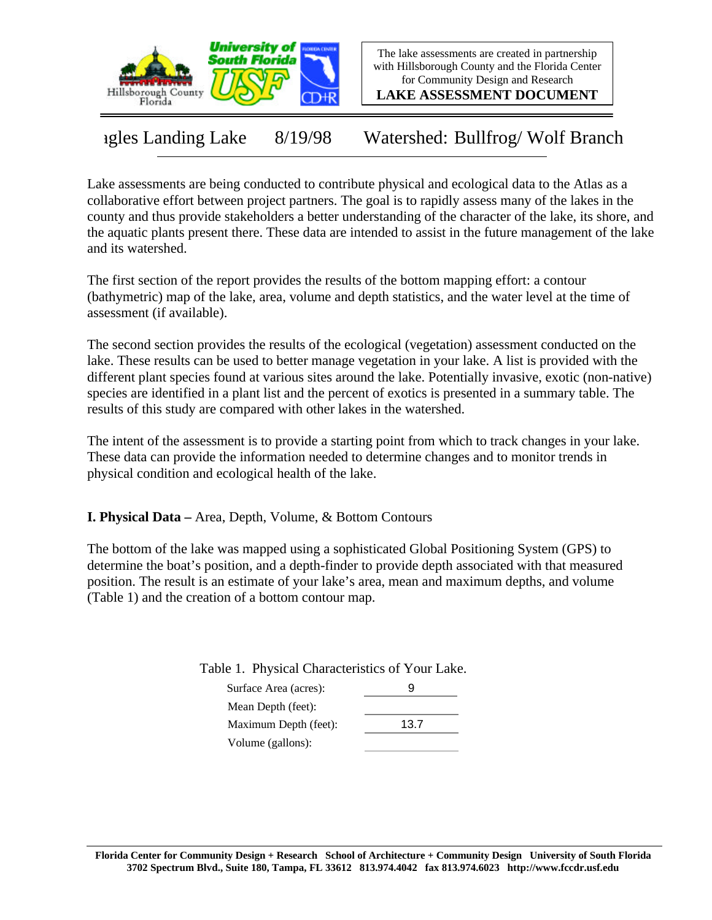The lake assessments are created in partnership with Hillsborough County and the Florida Center for Community Design and Research

**LAKE ASSESSMENT DOCUMENT**

# agles Landing Lake 8/19/98 Watershed: Bullfrog/ Wolf Branch

Lake assessments are being conducted to contribute physical and ecological data to the Atlas as a collaborative effort between project partners. The goal is to rapidly assess many of the lakes in the county and thus provide stakeholders a better understanding of the character of the lake, its shore, and the aquatic plants present there. These data are intended to assist in the future management of the lake and its watershed.

The first section of the report provides the results of the bottom mapping effort: a contour (bathymetric) map of the lake, area, volume and depth statistics, and the water level at the time of assessment (if available).

The second section provides the results of the ecological (vegetation) assessment conducted on the lake. These results can be used to better manage vegetation in your lake. A list is provided with the different plant species found at various sites around the lake. Potentially invasive, exotic (non-native) species are identified in a plant list and the percent of exotics is presented in a summary table. The results of this study are compared with other lakes in the watershed.

The intent of the assessment is to provide a starting point from which to track changes in your lake. These data can provide the information needed to determine changes and to monitor trends in physical condition and ecological health of the lake.

**I. Physical Data –** Area, Depth, Volume, & Bottom Contours

The bottom of the lake was mapped using a sophisticated Global Positioning System (GPS) to determine the boat's position, and a depth-finder to provide depth associated with that measured position. The result is an estimate of your lake's area, mean and maximum depths, and volume (Table 1) and the creation of a bottom contour map.

Table 1. Physical Characteristics of Your Lake.

| | |
|---|---|
| Surface Area (acres): | 9 |
| Mean Depth (feet): | |
| Maximum Depth (feet): | 13.7 |
| Volume (gallons): | |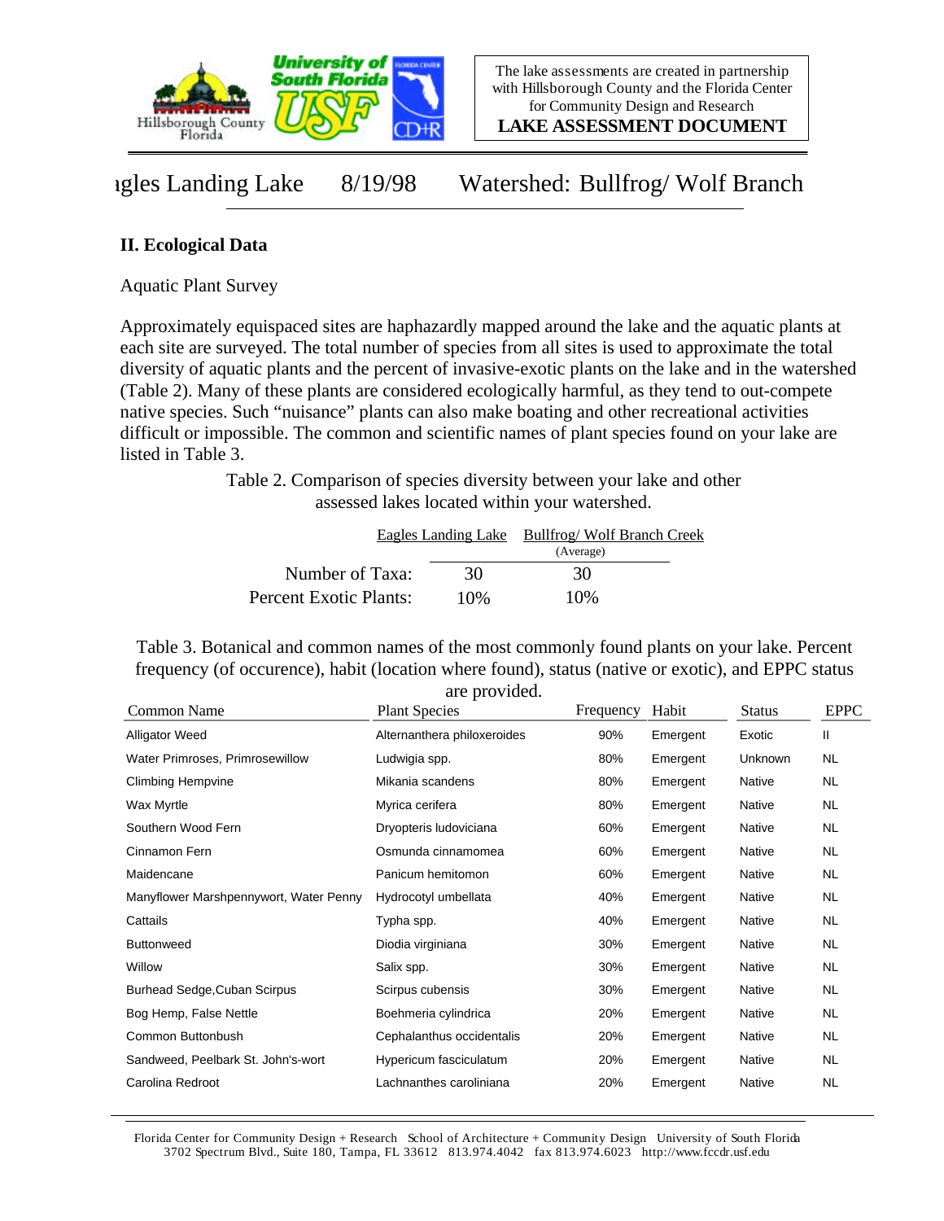agles Landing Lake 8/19/98 Watershed: Bullfrog/ Wolf Branch

## II. Ecological Data

Aquatic Plant Survey

Approximately equispaced sites are haphazardly mapped around the lake and the aquatic plants at each site are surveyed. The total number of species from all sites is used to approximate the total diversity of aquatic plants and the percent of invasive-exotic plants on the lake and in the watershed (Table 2). Many of these plants are considered ecologically harmful, as they tend to out-compete native species. Such "nuisance" plants can also make boating and other recreational activities difficult or impossible. The common and scientific names of plant species found on your lake are listed in Table 3.

Table 2. Comparison of species diversity between your lake and other assessed lakes located within your watershed.

| | Eagles Landing Lake | Bullfrog/ Wolf Branch Creek (Average) |
|---|---|---|
| Number of Taxa: | 30 | 30 |
| Percent Exotic Plants: | 10% | 10% |

Table 3. Botanical and common names of the most commonly found plants on your lake. Percent frequency (of occurence), habit (location where found), status (native or exotic), and EPPC status are provided.

| Common Name | Plant Species | Frequency | Habit | Status | EPPC |
|---|---|---|---|---|---|
| Alligator Weed | Alternanthera philoxeroides | 90% | Emergent | Exotic | II |
| Water Primroses, Primrosewillow | Ludwigia spp. | 80% | Emergent | Unknown | NL |
| Climbing Hempvine | Mikania scandens | 80% | Emergent | Native | NL |
| Wax Myrtle | Myrica cerifera | 80% | Emergent | Native | NL |
| Southern Wood Fern | Dryopteris ludoviciana | 60% | Emergent | Native | NL |
| Cinnamon Fern | Osmunda cinnamomea | 60% | Emergent | Native | NL |
| Maidencane | Panicum hemitomon | 60% | Emergent | Native | NL |
| Manyflower Marshpennywort, Water Penny | Hydrocotyl umbellata | 40% | Emergent | Native | NL |
| Cattails | Typha spp. | 40% | Emergent | Native | NL |
| Buttonweed | Diodia virginiana | 30% | Emergent | Native | NL |
| Willow | Salix spp. | 30% | Emergent | Native | NL |
| Burhead Sedge,Cuban Scirpus | Scirpus cubensis | 30% | Emergent | Native | NL |
| Bog Hemp, False Nettle | Boehmeria cylindrica | 20% | Emergent | Native | NL |
| Common Buttonbush | Cephalanthus occidentalis | 20% | Emergent | Native | NL |
| Sandweed, Peelbark St. John's-wort | Hypericum fasciculatum | 20% | Emergent | Native | NL |
| Carolina Redroot | Lachnanthes caroliniana | 20% | Emergent | Native | NL |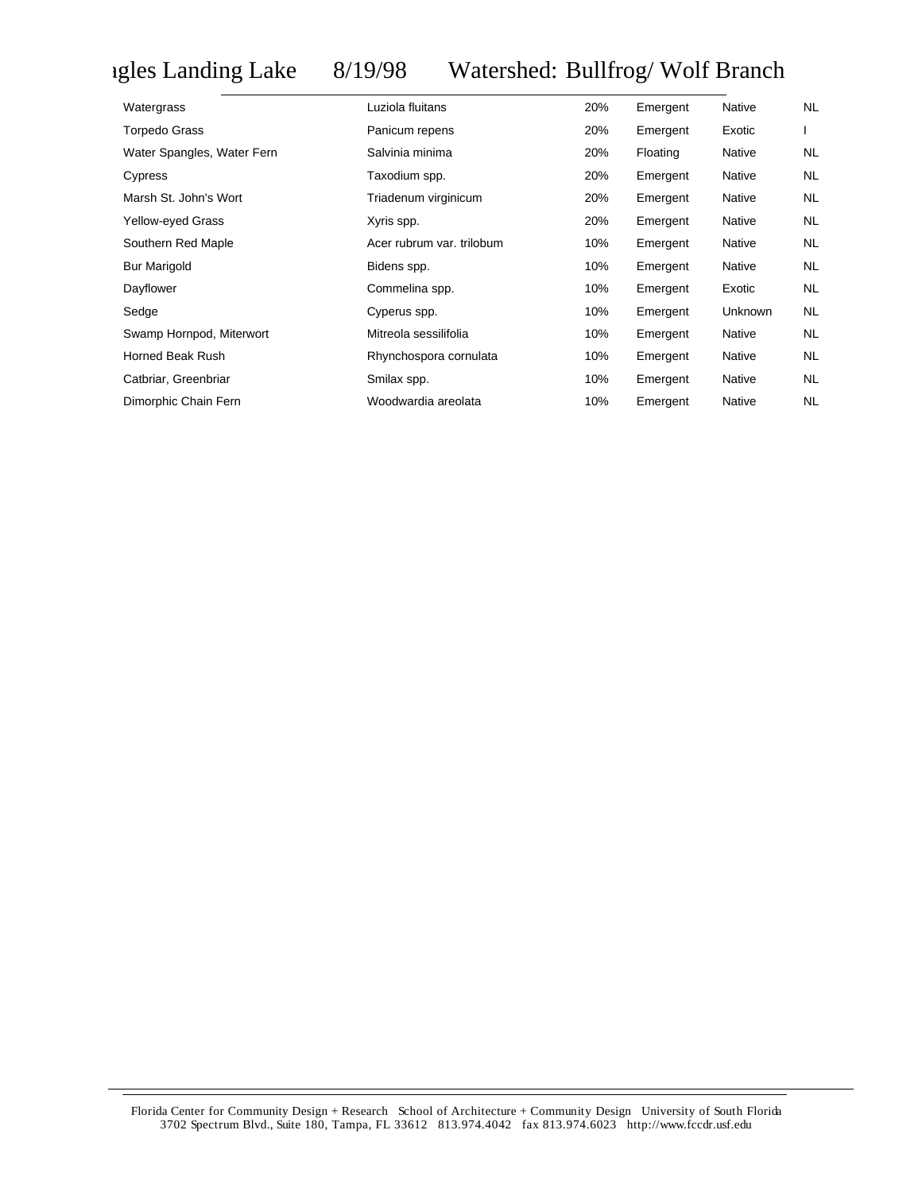# agles Landing Lake 8/19/98 Watershed: Bullfrog/ Wolf Branch

| | | | | | |
|---|---|---|---|---|---|
| Watergrass | Luziola fluitans | 20% | Emergent | Native | NL |
| Torpedo Grass | Panicum repens | 20% | Emergent | Exotic | I |
| Water Spangles, Water Fern | Salvinia minima | 20% | Floating | Native | NL |
| Cypress | Taxodium spp. | 20% | Emergent | Native | NL |
| Marsh St. John's Wort | Triadenum virginicum | 20% | Emergent | Native | NL |
| Yellow-eyed Grass | Xyris spp. | 20% | Emergent | Native | NL |
| Southern Red Maple | Acer rubrum var. trilobum | 10% | Emergent | Native | NL |
| Bur Marigold | Bidens spp. | 10% | Emergent | Native | NL |
| Dayflower | Commelina spp. | 10% | Emergent | Exotic | NL |
| Sedge | Cyperus spp. | 10% | Emergent | Unknown | NL |
| Swamp Hornpod, Miterwort | Mitreola sessilifolia | 10% | Emergent | Native | NL |
| Horned Beak Rush | Rhynchospora cornulata | 10% | Emergent | Native | NL |
| Catbriar, Greenbriar | Smilax spp. | 10% | Emergent | Native | NL |
| Dimorphic Chain Fern | Woodwardia areolata | 10% | Emergent | Native | NL |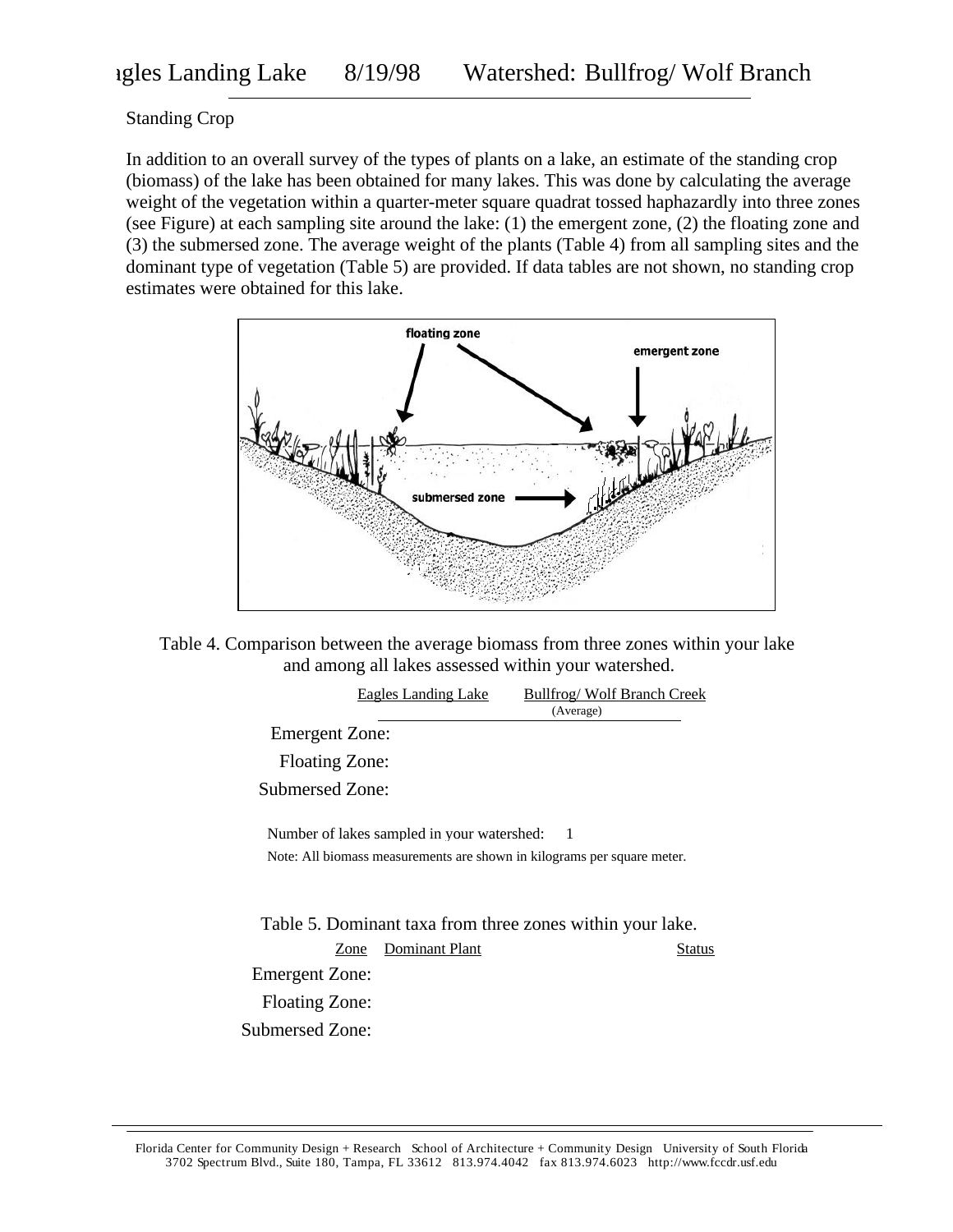Standing Crop

In addition to an overall survey of the types of plants on a lake, an estimate of the standing crop (biomass) of the lake has been obtained for many lakes. This was done by calculating the average weight of the vegetation within a quarter-meter square quadrat tossed haphazardly into three zones (see Figure) at each sampling site around the lake: (1) the emergent zone, (2) the floating zone and (3) the submersed zone. The average weight of the plants (Table 4) from all sampling sites and the dominant type of vegetation (Table 5) are provided. If data tables are not shown, no standing crop estimates were obtained for this lake.

floating zone

emergent zone

submersed zone

Table 4. Comparison between the average biomass from three zones within your lake and among all lakes assessed within your watershed.

| | Eagles Landing Lake | Bullfrog/ Wolf Branch Creek (Average) |
|---|---|---|
| Emergent Zone: | | |
| Floating Zone: | | |
| Submersed Zone: | | |

Number of lakes sampled in your watershed: 1

Note: All biomass measurements are shown in kilograms per square meter.

Table 5. Dominant taxa from three zones within your lake.

| Zone | Dominant Plant | Status |
|---|---|---|
| Emergent Zone: | | |
| Floating Zone: | | |
| Submersed Zone: | | |